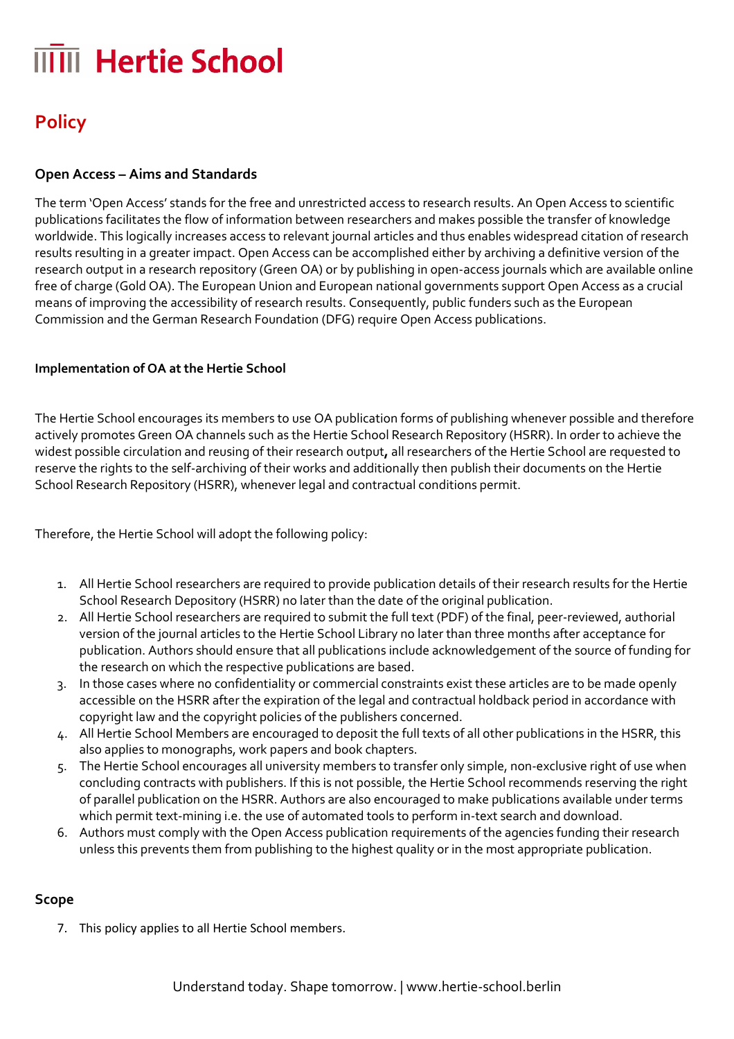# Hertie School

## Policy

### Open Access – Aims and Standards

The term 'Open Access' stands for the free and unrestricted access to research results. An Open Access to scientific publications facilitates the flow of information between researchers and makes possible the transfer of knowledge worldwide. This logically increases access to relevant journal articles and thus enables widespread citation of research results resulting in a greater impact. Open Access can be accomplished either by archiving a definitive version of the research output in a research repository (Green OA) or by publishing in open-access journals which are available online free of charge (Gold OA). The European Union and European national governments support Open Access as a crucial means of improving the accessibility of research results. Consequently, public funders such as the European Commission and the German Research Foundation (DFG) require Open Access publications.

### Implementation of OA at the Hertie School

The Hertie School encourages its members to use OA publication forms of publishing whenever possible and therefore actively promotes Green OA channels such as the Hertie School Research Repository (HSRR). In order to achieve the widest possible circulation and reusing of their research output**,** all researchers of the Hertie School are requested to reserve the rights to the self-archiving of their works and additionally then publish their documents on the Hertie School Research Repository (HSRR), whenever legal and contractual conditions permit.

Therefore, the Hertie School will adopt the following policy:

1. All Hertie School researchers are required to provide publication details of their research results for the Hertie School Research Depository (HSRR) no later than the date of the original publication.
2. All Hertie School researchers are required to submit the full text (PDF) of the final, peer-reviewed, authorial version of the journal articles to the Hertie School Library no later than three months after acceptance for publication. Authors should ensure that all publications include acknowledgement of the source of funding for the research on which the respective publications are based.
3. In those cases where no confidentiality or commercial constraints exist these articles are to be made openly accessible on the HSRR after the expiration of the legal and contractual holdback period in accordance with copyright law and the copyright policies of the publishers concerned.
4. All Hertie School Members are encouraged to deposit the full texts of all other publications in the HSRR, this also applies to monographs, work papers and book chapters.
5. The Hertie School encourages all university members to transfer only simple, non-exclusive right of use when concluding contracts with publishers. If this is not possible, the Hertie School recommends reserving the right of parallel publication on the HSRR. Authors are also encouraged to make publications available under terms which permit text-mining i.e. the use of automated tools to perform in-text search and download.
6. Authors must comply with the Open Access publication requirements of the agencies funding their research unless this prevents them from publishing to the highest quality or in the most appropriate publication.

### Scope

7. This policy applies to all Hertie School members.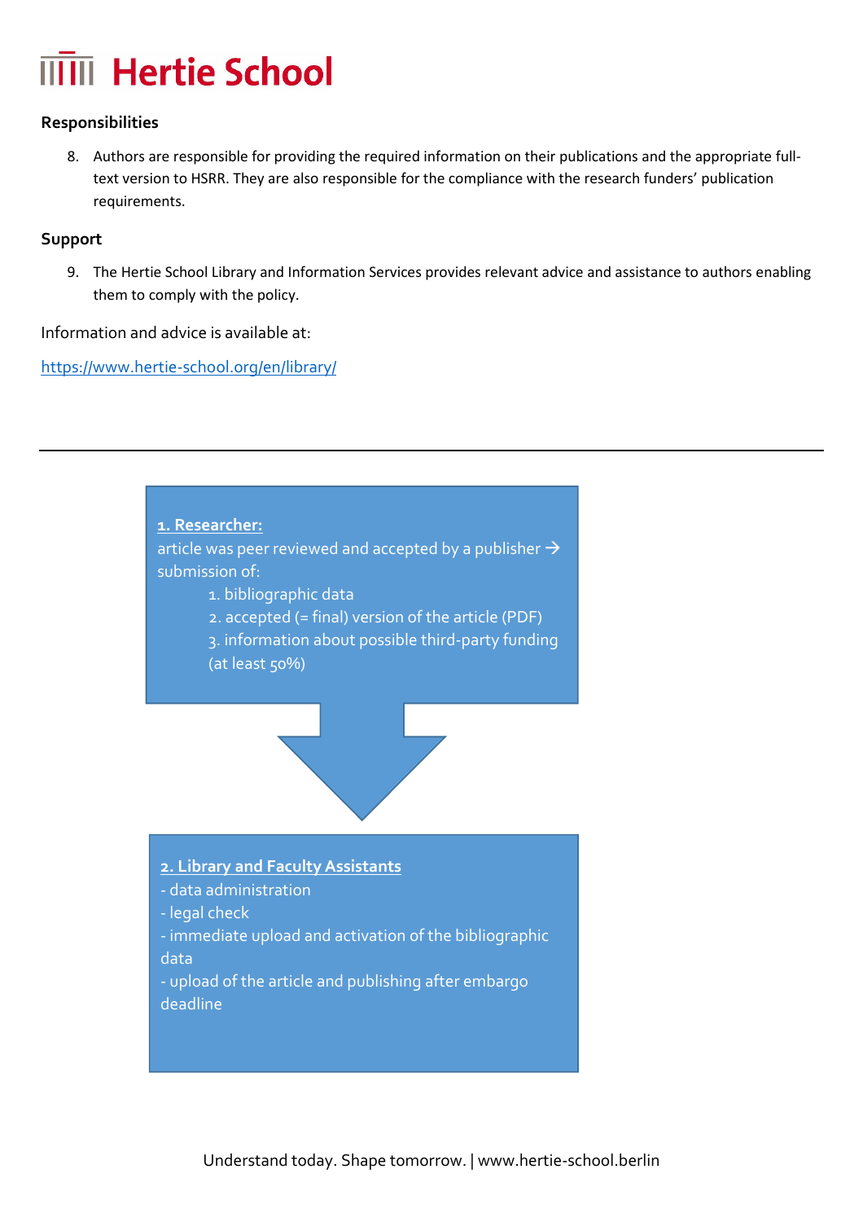### Responsibilities

8. Authors are responsible for providing the required information on their publications and the appropriate full-text version to HSRR. They are also responsible for the compliance with the research funders' publication requirements.

### Support

9. The Hertie School Library and Information Services provides relevant advice and assistance to authors enabling them to comply with the policy.

Information and advice is available at:

https://www.hertie-school.org/en/library/

---

**1. Researcher:**
article was peer reviewed and accepted by a publisher →
submission of:

1. bibliographic data
2. accepted (= final) version of the article (PDF)
3. information about possible third-party funding (at least 50%)

↓

**2. Library and Faculty Assistants**
- data administration
- legal check
- immediate upload and activation of the bibliographic data
- upload of the article and publishing after embargo deadline